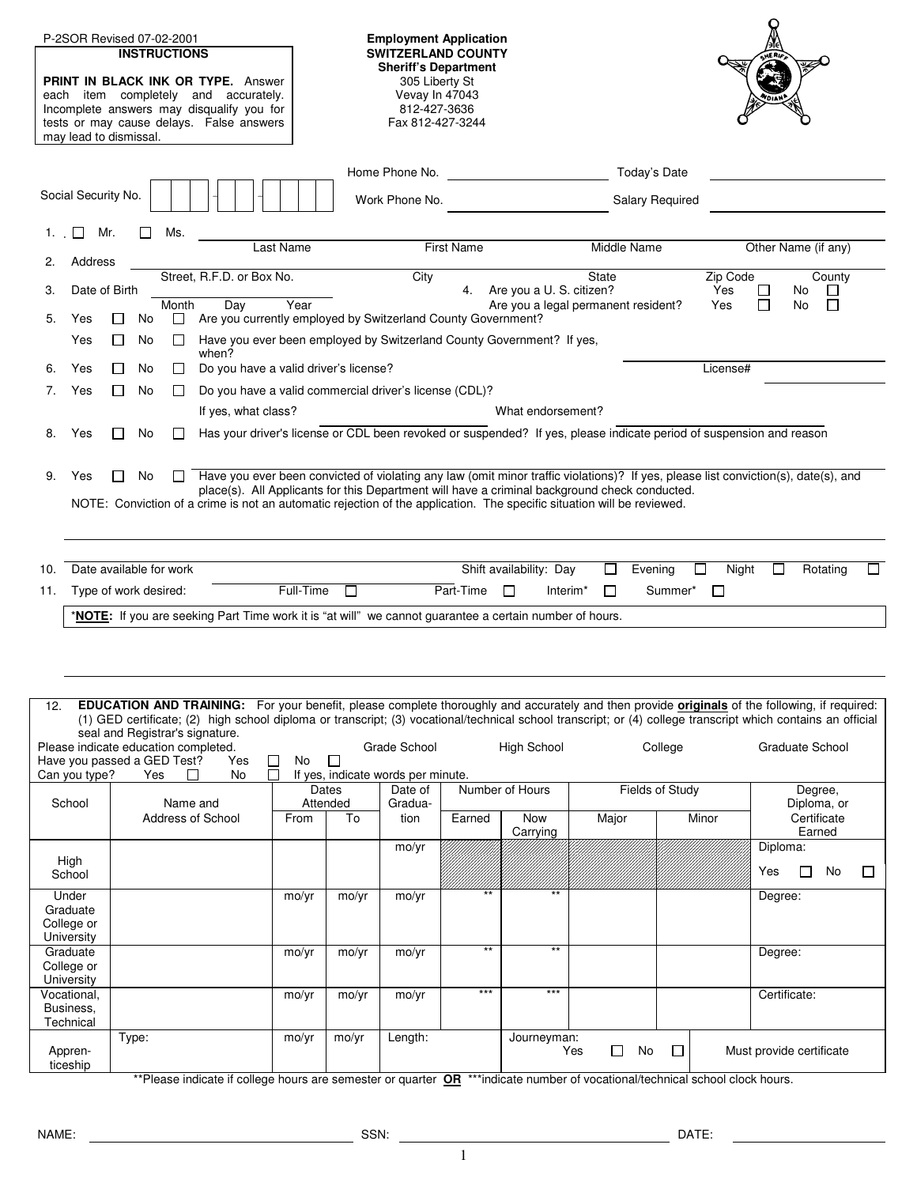P-2SOR Revised 07-02-2001

**INSTRUCTIONS**

**PRINT IN BLACK INK OR TYPE.** Answer each item completely and accurately. Incomplete answers may disqualify you for tests or may cause delays. False answers may lead to dismissal.

**Employment Application**
**SWITZERLAND COUNTY**
**Sheriff's Department**
305 Liberty St
Vevay In 47043
812-427-3636
Fax 812-427-3244

Social Security No. ☐☐☐ - ☐☐ - ☐☐☐☐

Home Phone No. ____________ Today's Date ____________

Work Phone No. ____________ Salary Required ____________

1. ☐ Mr. ☐ Ms. ____________
   Last Name | First Name | Middle Name | Other Name (if any)
2. Address ____________
   Street, R.F.D. or Box No. | City | State | Zip Code | County
3. Date of Birth ____________
   Month | Day | Year
4. Are you a U. S. citizen? Yes ☐ No ☐
   Are you a legal permanent resident? Yes ☐ No ☐
5. Yes ☐ No ☐ Are you currently employed by Switzerland County Government?
   Yes ☐ No ☐ Have you ever been employed by Switzerland County Government? If yes, when?
6. Yes ☐ No ☐ Do you have a valid driver's license? ____________ License# ____________
7. Yes ☐ No ☐ Do you have a valid commercial driver's license (CDL)?
   If yes, what class? ____________ What endorsement? ____________
8. Yes ☐ No ☐ Has your driver's license or CDL been revoked or suspended? If yes, please indicate period of suspension and reason
9. Yes ☐ No ☐ Have you ever been convicted of violating any law (omit minor traffic violations)? If yes, please list conviction(s), date(s), and place(s). All Applicants for this Department will have a criminal background check conducted.
   NOTE: Conviction of a crime is not an automatic rejection of the application. The specific situation will be reviewed.

____________

10. Date available for work ____________ Shift availability: Day ☐ Evening ☐ Night ☐ Rotating ☐
11. Type of work desired: ____________ Full-Time ☐ Part-Time ☐ Interim* ☐ Summer* ☐

*__**NOTE:**__ If you are seeking Part Time work it is "at will" we cannot guarantee a certain number of hours.

____________

12. **EDUCATION AND TRAINING:** For your benefit, please complete thoroughly and accurately and then provide __**originals**__ of the following, if required: (1) GED certificate; (2) high school diploma or transcript; (3) vocational/technical school transcript; or (4) college transcript which contains an official seal and Registrar's signature.

Please indicate education completed. Grade School High School College Graduate School

Have you passed a GED Test? Yes ☐ No ☐

Can you type? Yes ☐ No ☐ If yes, indicate words per minute.

| School | Name and Address of School | Dates Attended | | Date of Graduation | Number of Hours | | Fields of Study | | Degree, Diploma, or Certificate Earned |
|---|---|---|---|---|---|---|---|---|---|
| | | From | To | | Earned | Now Carrying | Major | Minor | |
| High School | | | | mo/yr | | | | | Diploma: Yes ☐ No ☐ |
| Under Graduate College or University | | mo/yr | mo/yr | mo/yr | ** | ** | | | Degree: |
| Graduate College or University | | mo/yr | mo/yr | mo/yr | ** | ** | | | Degree: |
| Vocational, Business, Technical | | mo/yr | mo/yr | mo/yr | *** | *** | | | Certificate: |
| Apprenticeship | Type: | mo/yr | mo/yr | Length: | | Journeyman: Yes ☐ No ☐ | | | Must provide certificate |

**Please indicate if college hours are semester or quarter __OR__ ***indicate number of vocational/technical school clock hours.

NAME: ____________ SSN: ____________ DATE: ____________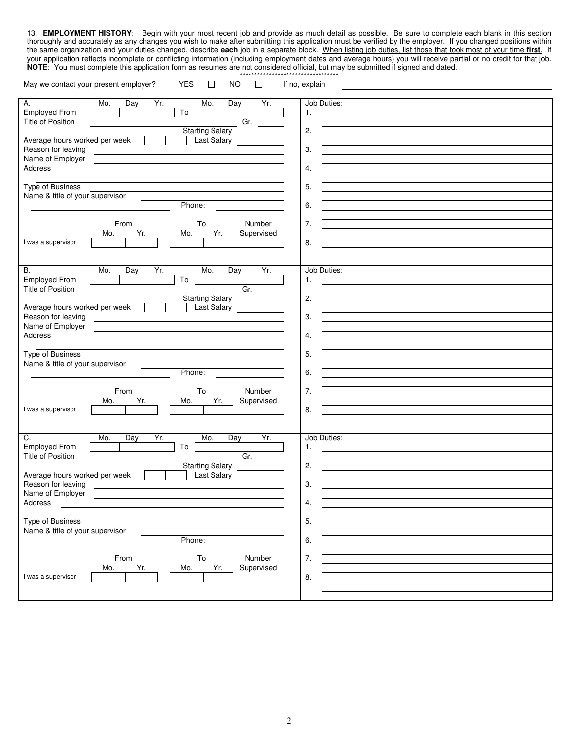13. **EMPLOYMENT HISTORY**: Begin with your most recent job and provide as much detail as possible. Be sure to complete each blank in this section thoroughly and accurately as any changes you wish to make after submitting this application must be verified by the employer. If you changed positions within the same organization and your duties changed, describe **each** job in a separate block. When listing job duties, list those that took most of your time **first**. If your application reflects incomplete or conflicting information (including employment dates and average hours) you will receive partial or no credit for that job. **NOTE**: You must complete this application form as resumes are not considered official, but may be submitted if signed and dated.

\*\*\*\*\*\*\*\*\*\*\*\*\*\*\*\*\*\*\*\*\*\*\*\*\*\*\*\*\*\*\*\*\*\*

May we contact your present employer? YES ☐ NO ☐ If no, explain \_\_\_\_\_\_\_\_\_\_\_\_\_\_\_\_\_\_\_\_\_\_\_\_\_\_\_\_\_\_

---

**A.**

Employed From (Mo. Day Yr.) \_\_\_\_ To (Mo. Day Yr.) \_\_\_\_

Title of Position \_\_\_\_\_\_\_\_\_\_\_\_\_\_\_\_ Gr. \_\_\_\_

Starting Salary \_\_\_\_\_\_\_\_

Average hours worked per week \_\_\_\_ Last Salary \_\_\_\_\_\_\_\_

Reason for leaving \_\_\_\_\_\_\_\_\_\_\_\_\_\_\_\_

Name of Employer \_\_\_\_\_\_\_\_\_\_\_\_\_\_\_\_

Address \_\_\_\_\_\_\_\_\_\_\_\_\_\_\_\_

Type of Business \_\_\_\_\_\_\_\_\_\_\_\_\_\_\_\_

Name & title of your supervisor \_\_\_\_\_\_\_\_\_\_\_\_\_\_\_\_

Phone: \_\_\_\_\_\_\_\_

I was a supervisor From (Mo. Yr.) \_\_\_\_ To (Mo. Yr.) \_\_\_\_ Number Supervised \_\_\_\_

Job Duties:

1. \_\_\_\_\_\_\_\_\_\_\_\_\_\_\_\_
2. \_\_\_\_\_\_\_\_\_\_\_\_\_\_\_\_
3. \_\_\_\_\_\_\_\_\_\_\_\_\_\_\_\_
4. \_\_\_\_\_\_\_\_\_\_\_\_\_\_\_\_
5. \_\_\_\_\_\_\_\_\_\_\_\_\_\_\_\_
6. \_\_\_\_\_\_\_\_\_\_\_\_\_\_\_\_
7. \_\_\_\_\_\_\_\_\_\_\_\_\_\_\_\_
8. \_\_\_\_\_\_\_\_\_\_\_\_\_\_\_\_

---

**B.**

Employed From (Mo. Day Yr.) \_\_\_\_ To (Mo. Day Yr.) \_\_\_\_

Title of Position \_\_\_\_\_\_\_\_\_\_\_\_\_\_\_\_ Gr. \_\_\_\_

Starting Salary \_\_\_\_\_\_\_\_

Average hours worked per week \_\_\_\_ Last Salary \_\_\_\_\_\_\_\_

Reason for leaving \_\_\_\_\_\_\_\_\_\_\_\_\_\_\_\_

Name of Employer \_\_\_\_\_\_\_\_\_\_\_\_\_\_\_\_

Address \_\_\_\_\_\_\_\_\_\_\_\_\_\_\_\_

Type of Business \_\_\_\_\_\_\_\_\_\_\_\_\_\_\_\_

Name & title of your supervisor \_\_\_\_\_\_\_\_\_\_\_\_\_\_\_\_

Phone: \_\_\_\_\_\_\_\_

I was a supervisor From (Mo. Yr.) \_\_\_\_ To (Mo. Yr.) \_\_\_\_ Number Supervised \_\_\_\_

Job Duties:

1. \_\_\_\_\_\_\_\_\_\_\_\_\_\_\_\_
2. \_\_\_\_\_\_\_\_\_\_\_\_\_\_\_\_
3. \_\_\_\_\_\_\_\_\_\_\_\_\_\_\_\_
4. \_\_\_\_\_\_\_\_\_\_\_\_\_\_\_\_
5. \_\_\_\_\_\_\_\_\_\_\_\_\_\_\_\_
6. \_\_\_\_\_\_\_\_\_\_\_\_\_\_\_\_
7. \_\_\_\_\_\_\_\_\_\_\_\_\_\_\_\_
8. \_\_\_\_\_\_\_\_\_\_\_\_\_\_\_\_

---

**C.**

Employed From (Mo. Day Yr.) \_\_\_\_ To (Mo. Day Yr.) \_\_\_\_

Title of Position \_\_\_\_\_\_\_\_\_\_\_\_\_\_\_\_ Gr. \_\_\_\_

Starting Salary \_\_\_\_\_\_\_\_

Average hours worked per week \_\_\_\_ Last Salary \_\_\_\_\_\_\_\_

Reason for leaving \_\_\_\_\_\_\_\_\_\_\_\_\_\_\_\_

Name of Employer \_\_\_\_\_\_\_\_\_\_\_\_\_\_\_\_

Address \_\_\_\_\_\_\_\_\_\_\_\_\_\_\_\_

Type of Business \_\_\_\_\_\_\_\_\_\_\_\_\_\_\_\_

Name & title of your supervisor \_\_\_\_\_\_\_\_\_\_\_\_\_\_\_\_

Phone: \_\_\_\_\_\_\_\_

I was a supervisor From (Mo. Yr.) \_\_\_\_ To (Mo. Yr.) \_\_\_\_ Number Supervised \_\_\_\_

Job Duties:

1. \_\_\_\_\_\_\_\_\_\_\_\_\_\_\_\_
2. \_\_\_\_\_\_\_\_\_\_\_\_\_\_\_\_
3. \_\_\_\_\_\_\_\_\_\_\_\_\_\_\_\_
4. \_\_\_\_\_\_\_\_\_\_\_\_\_\_\_\_
5. \_\_\_\_\_\_\_\_\_\_\_\_\_\_\_\_
6. \_\_\_\_\_\_\_\_\_\_\_\_\_\_\_\_
7. \_\_\_\_\_\_\_\_\_\_\_\_\_\_\_\_
8. \_\_\_\_\_\_\_\_\_\_\_\_\_\_\_\_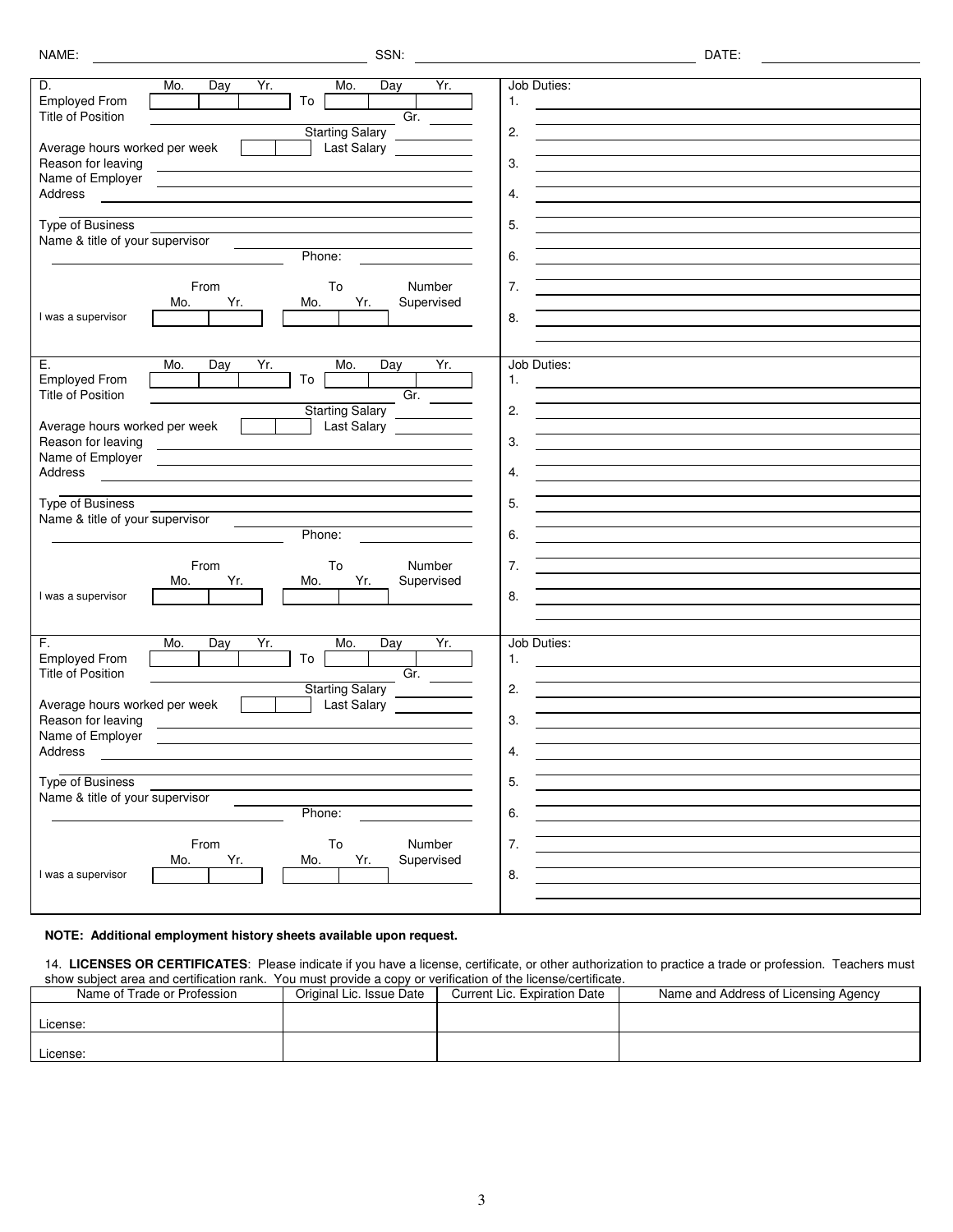NAME: ______________________ SSN: ______________________ DATE: ______________

**D.**

| | Mo. | Day | Yr. | | Mo. | Day | Yr. |
|---|---|---|---|---|---|---|---|
| Employed From | | | | To | | | |

Title of Position ______________________ Gr. ______

Starting Salary ______________

Average hours worked per week ______ Last Salary ______________

Reason for leaving ______________________

Name of Employer ______________________

Address ______________________

Type of Business ______________________

Name & title of your supervisor ______________________

Phone: ______________

| | From Mo. | From Yr. | To Mo. | To Yr. | Number Supervised |
|---|---|---|---|---|---|
| I was a supervisor | | | | | |

Job Duties:
1.
2.
3.
4.
5.
6.
7.
8.

**E.**

| | Mo. | Day | Yr. | | Mo. | Day | Yr. |
|---|---|---|---|---|---|---|---|
| Employed From | | | | To | | | |

Title of Position ______________________ Gr. ______

Starting Salary ______________

Average hours worked per week ______ Last Salary ______________

Reason for leaving ______________________

Name of Employer ______________________

Address ______________________

Type of Business ______________________

Name & title of your supervisor ______________________

Phone: ______________

| | From Mo. | From Yr. | To Mo. | To Yr. | Number Supervised |
|---|---|---|---|---|---|
| I was a supervisor | | | | | |

Job Duties:
1.
2.
3.
4.
5.
6.
7.
8.

**F.**

| | Mo. | Day | Yr. | | Mo. | Day | Yr. |
|---|---|---|---|---|---|---|---|
| Employed From | | | | To | | | |

Title of Position ______________________ Gr. ______

Starting Salary ______________

Average hours worked per week ______ Last Salary ______________

Reason for leaving ______________________

Name of Employer ______________________

Address ______________________

Type of Business ______________________

Name & title of your supervisor ______________________

Phone: ______________

| | From Mo. | From Yr. | To Mo. | To Yr. | Number Supervised |
|---|---|---|---|---|---|
| I was a supervisor | | | | | |

Job Duties:
1.
2.
3.
4.
5.
6.
7.
8.

**NOTE: Additional employment history sheets available upon request.**

14. **LICENSES OR CERTIFICATES**: Please indicate if you have a license, certificate, or other authorization to practice a trade or profession. Teachers must show subject area and certification rank. You must provide a copy or verification of the license/certificate.

| Name of Trade or Profession | Original Lic. Issue Date | Current Lic. Expiration Date | Name and Address of Licensing Agency |
|---|---|---|---|
| License: | | | |
| License: | | | |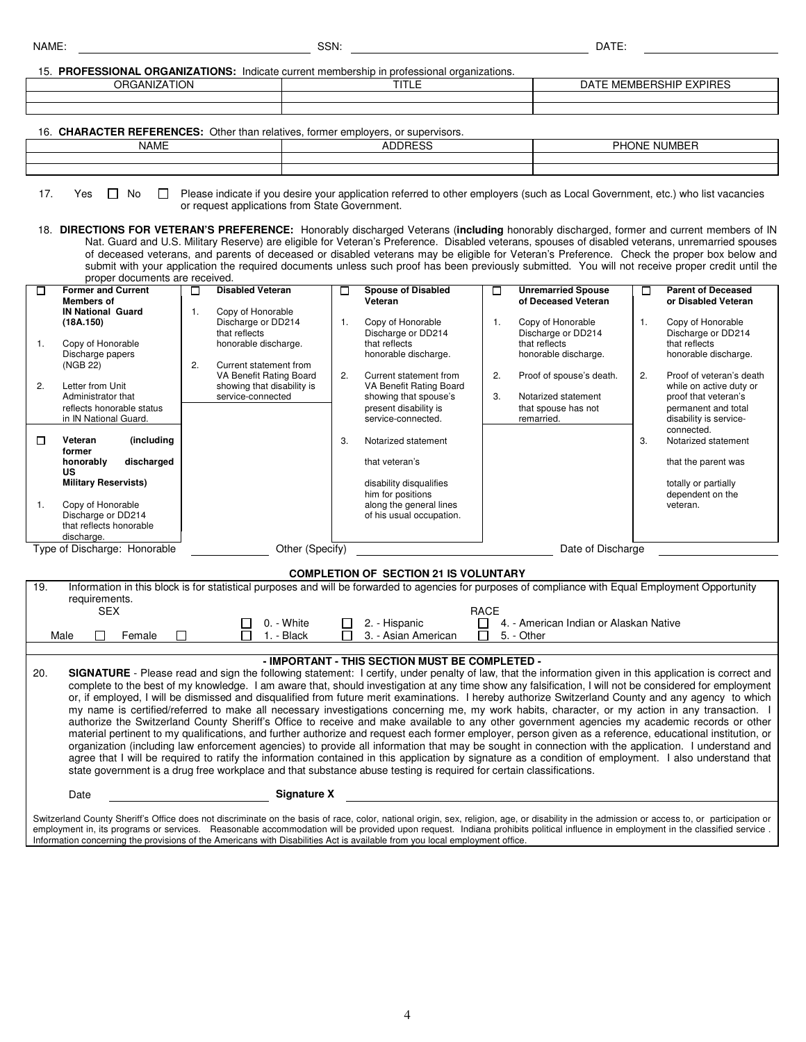NAME: ______________________ SSN: ______________________ DATE: ______________

15. **PROFESSIONAL ORGANIZATIONS:** Indicate current membership in professional organizations.

| ORGANIZATION | TITLE | DATE MEMBERSHIP EXPIRES |
|---|---|---|
| | | |
| | | |

16. **CHARACTER REFERENCES:** Other than relatives, former employers, or supervisors.

| NAME | ADDRESS | PHONE NUMBER |
|---|---|---|
| | | |
| | | |

17. Yes ☐ No ☐ Please indicate if you desire your application referred to other employers (such as Local Government, etc.) who list vacancies or request applications from State Government.

18. **DIRECTIONS FOR VETERAN'S PREFERENCE:** Honorably discharged Veterans (**including** honorably discharged, former and current members of IN Nat. Guard and U.S. Military Reserve) are eligible for Veteran's Preference. Disabled veterans, spouses of disabled veterans, unremarried spouses of deceased veterans, and parents of deceased or disabled veterans may be eligible for Veteran's Preference. Check the proper box below and submit with your application the required documents unless such proof has been previously submitted. You will not receive proper credit until the proper documents are received.

| ☐ **Former and Current Members of IN National Guard (18A.150)** | ☐ **Disabled Veteran** | ☐ **Spouse of Disabled Veteran** | ☐ **Unremarried Spouse of Deceased Veteran** | ☐ **Parent of Deceased or Disabled Veteran** |
|---|---|---|---|---|
| 1. Copy of Honorable Discharge papers (NGB 22) | 1. Copy of Honorable Discharge or DD214 that reflects honorable discharge. | 1. Copy of Honorable Discharge or DD214 that reflects honorable discharge. | 1. Copy of Honorable Discharge or DD214 that reflects honorable discharge. | 1. Copy of Honorable Discharge or DD214 that reflects honorable discharge. |
| 2. Letter from Unit Administrator that reflects honorable status in IN National Guard. | 2. Current statement from VA Benefit Rating Board showing that disability is service-connected | 2. Current statement from VA Benefit Rating Board showing that spouse's present disability is service-connected. | 2. Proof of spouse's death. | 2. Proof of veteran's death while on active duty or proof that veteran's permanent and total disability is service-connected. |
| ☐ **Veteran (including former honorably discharged US Military Reservists)** | | 3. Notarized statement that veteran's disability disqualifies him for positions along the general lines of his usual occupation. | 3. Notarized statement that spouse has not remarried. | 3. Notarized statement that the parent was totally or partially dependent on the veteran. |
| 1. Copy of Honorable Discharge or DD214 that reflects honorable discharge. | | | | |

Type of Discharge: Honorable __________ Other (Specify) ______________________ Date of Discharge ______________

**COMPLETION OF SECTION 21 IS VOLUNTARY**

19. Information in this block is for statistical purposes and will be forwarded to agencies for purposes of compliance with Equal Employment Opportunity requirements.

SEX: Male ☐ Female ☐

RACE: ☐ 0. - White ☐ 1. - Black ☐ 2. - Hispanic ☐ 3. - Asian American ☐ 4. - American Indian or Alaskan Native ☐ 5. - Other

**- IMPORTANT - THIS SECTION MUST BE COMPLETED -**

20. **SIGNATURE** - Please read and sign the following statement: I certify, under penalty of law, that the information given in this application is correct and complete to the best of my knowledge. I am aware that, should investigation at any time show any falsification, I will not be considered for employment or, if employed, I will be dismissed and disqualified from future merit examinations. I hereby authorize Switzerland County and any agency to which my name is certified/referred to make all necessary investigations concerning me, my work habits, character, or my action in any transaction. I authorize the Switzerland County Sheriff's Office to receive and make available to any other government agencies my academic records or other material pertinent to my qualifications, and further authorize and request each former employer, person given as a reference, educational institution, or organization (including law enforcement agencies) to provide all information that may be sought in connection with the application. I understand and agree that I will be required to ratify the information contained in this application by signature as a condition of employment. I also understand that state government is a drug free workplace and that substance abuse testing is required for certain classifications.

Date ______________ **Signature X** ______________________________

Switzerland County Sheriff's Office does not discriminate on the basis of race, color, national origin, sex, religion, age, or disability in the admission or access to, or participation or employment in, its programs or services. Reasonable accommodation will be provided upon request. Indiana prohibits political influence in employment in the classified service . Information concerning the provisions of the Americans with Disabilities Act is available from you local employment office.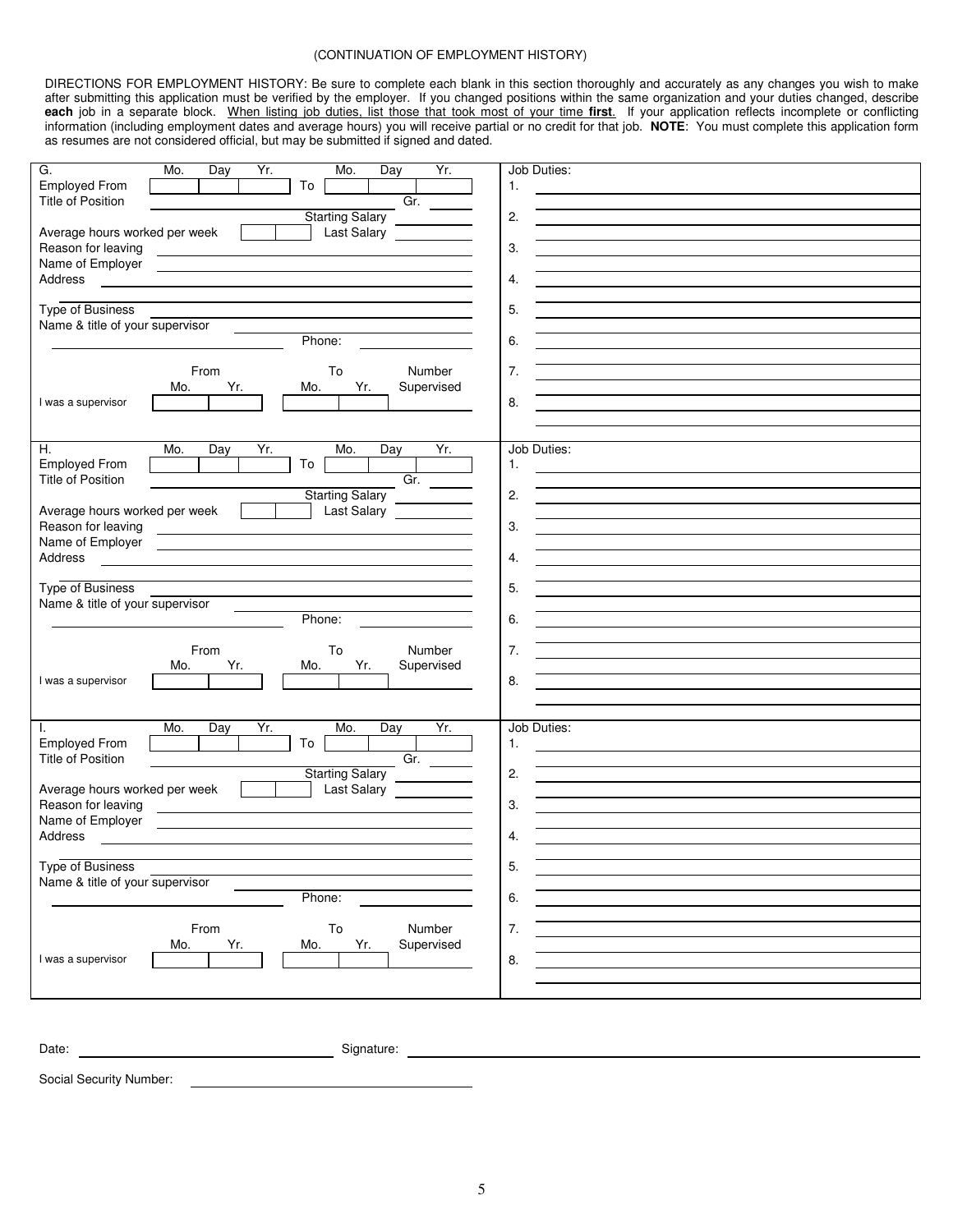(CONTINUATION OF EMPLOYMENT HISTORY)

DIRECTIONS FOR EMPLOYMENT HISTORY: Be sure to complete each blank in this section thoroughly and accurately as any changes you wish to make after submitting this application must be verified by the employer. If you changed positions within the same organization and your duties changed, describe **each** job in a separate block. <u>When listing job duties, list those that took most of your time **first**.</u> If your application reflects incomplete or conflicting information (including employment dates and average hours) you will receive partial or no credit for that job. **NOTE**: You must complete this application form as resumes are not considered official, but may be submitted if signed and dated.

| G. | Job Duties: |
|---|---|
| Employed From (Mo. / Day / Yr.) ______ To (Mo. / Day / Yr.) ______ | 1. ______ |
| Title of Position ______ Gr. ______ | |
| Starting Salary ______ | 2. ______ |
| Average hours worked per week ______ Last Salary ______ | |
| Reason for leaving ______ | 3. ______ |
| Name of Employer ______ | |
| Address ______ | 4. ______ |
| Type of Business ______ | 5. ______ |
| Name & title of your supervisor ______ | |
| Phone: ______ | 6. ______ |
| I was a supervisor From (Mo. / Yr.) ______ To (Mo. / Yr.) ______ Number Supervised ______ | 7. ______ |
| | 8. ______ |

| H. | Job Duties: |
|---|---|
| Employed From (Mo. / Day / Yr.) ______ To (Mo. / Day / Yr.) ______ | 1. ______ |
| Title of Position ______ Gr. ______ | |
| Starting Salary ______ | 2. ______ |
| Average hours worked per week ______ Last Salary ______ | |
| Reason for leaving ______ | 3. ______ |
| Name of Employer ______ | |
| Address ______ | 4. ______ |
| Type of Business ______ | 5. ______ |
| Name & title of your supervisor ______ | |
| Phone: ______ | 6. ______ |
| I was a supervisor From (Mo. / Yr.) ______ To (Mo. / Yr.) ______ Number Supervised ______ | 7. ______ |
| | 8. ______ |

| I. | Job Duties: |
|---|---|
| Employed From (Mo. / Day / Yr.) ______ To (Mo. / Day / Yr.) ______ | 1. ______ |
| Title of Position ______ Gr. ______ | |
| Starting Salary ______ | 2. ______ |
| Average hours worked per week ______ Last Salary ______ | |
| Reason for leaving ______ | 3. ______ |
| Name of Employer ______ | |
| Address ______ | 4. ______ |
| Type of Business ______ | 5. ______ |
| Name & title of your supervisor ______ | |
| Phone: ______ | 6. ______ |
| I was a supervisor From (Mo. / Yr.) ______ To (Mo. / Yr.) ______ Number Supervised ______ | 7. ______ |
| | 8. ______ |

Date: ______________________ Signature: ______________________

Social Security Number: ______________________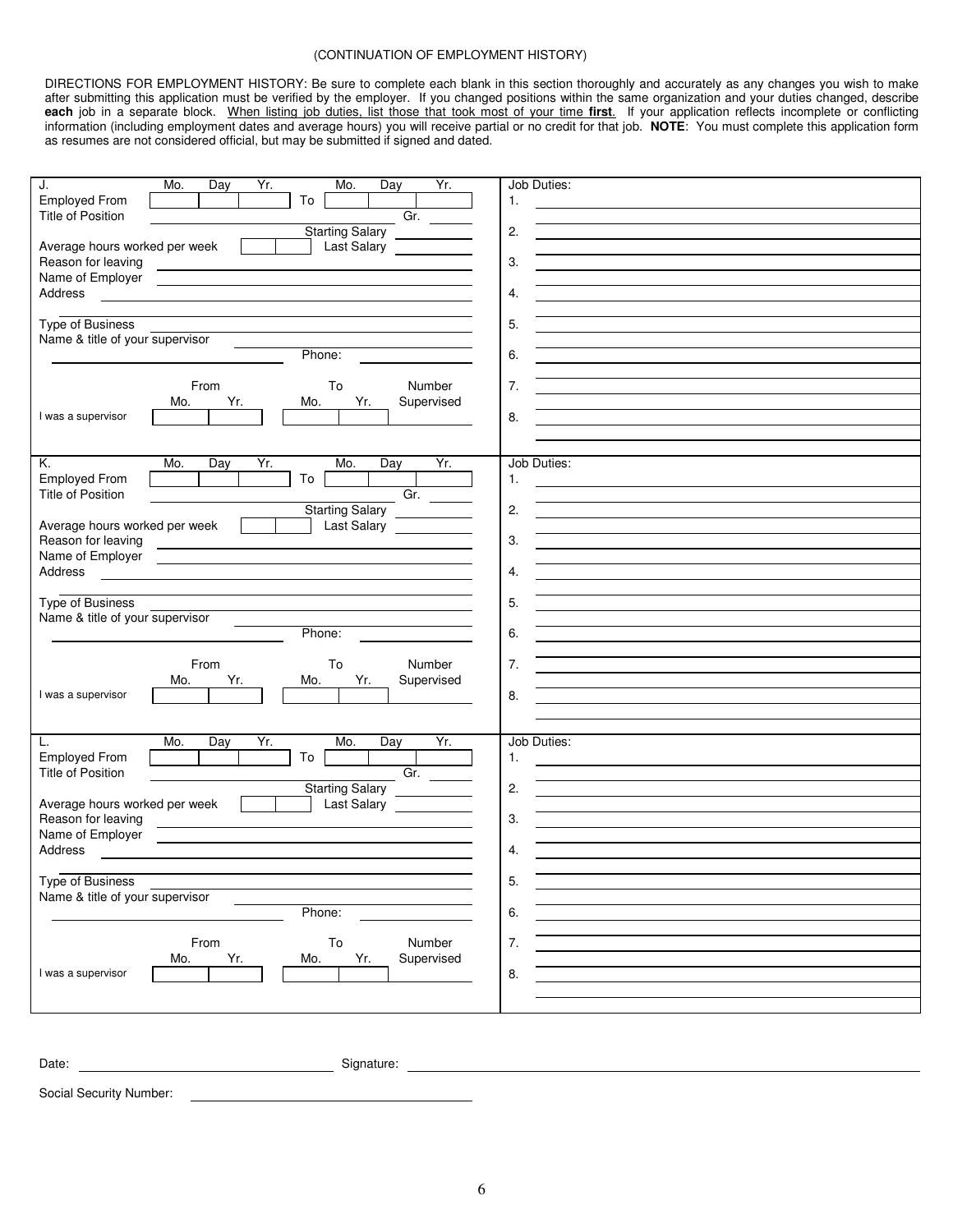(CONTINUATION OF EMPLOYMENT HISTORY)

DIRECTIONS FOR EMPLOYMENT HISTORY: Be sure to complete each blank in this section thoroughly and accurately as any changes you wish to make after submitting this application must be verified by the employer. If you changed positions within the same organization and your duties changed, describe **each** job in a separate block. When listing job duties, list those that took most of your time **first**. If your application reflects incomplete or conflicting information (including employment dates and average hours) you will receive partial or no credit for that job. **NOTE**: You must complete this application form as resumes are not considered official, but may be submitted if signed and dated.

| | |
|---|---|
| J. Mo. Day Yr. Mo. Day Yr.<br>Employed From ___ ___ ___ To ___ ___ ___<br>Title of Position ___ Gr. ___<br>Starting Salary ___<br>Average hours worked per week ___ Last Salary ___<br>Reason for leaving ___<br>Name of Employer ___<br>Address ___<br>Type of Business ___<br>Name & title of your supervisor ___<br>___ Phone: ___<br>From Mo. Yr. To Mo. Yr. Number Supervised<br>I was a supervisor ___ ___ ___ ___ ___ | Job Duties:<br>1.<br>2.<br>3.<br>4.<br>5.<br>6.<br>7.<br>8. |
| K. Mo. Day Yr. Mo. Day Yr.<br>Employed From ___ ___ ___ To ___ ___ ___<br>Title of Position ___ Gr. ___<br>Starting Salary ___<br>Average hours worked per week ___ Last Salary ___<br>Reason for leaving ___<br>Name of Employer ___<br>Address ___<br>Type of Business ___<br>Name & title of your supervisor ___<br>___ Phone: ___<br>From Mo. Yr. To Mo. Yr. Number Supervised<br>I was a supervisor ___ ___ ___ ___ ___ | Job Duties:<br>1.<br>2.<br>3.<br>4.<br>5.<br>6.<br>7.<br>8. |
| L. Mo. Day Yr. Mo. Day Yr.<br>Employed From ___ ___ ___ To ___ ___ ___<br>Title of Position ___ Gr. ___<br>Starting Salary ___<br>Average hours worked per week ___ Last Salary ___<br>Reason for leaving ___<br>Name of Employer ___<br>Address ___<br>Type of Business ___<br>Name & title of your supervisor ___<br>___ Phone: ___<br>From Mo. Yr. To Mo. Yr. Number Supervised<br>I was a supervisor ___ ___ ___ ___ ___ | Job Duties:<br>1.<br>2.<br>3.<br>4.<br>5.<br>6.<br>7.<br>8. |

Date: ______________________ Signature: ______________________

Social Security Number: ______________________